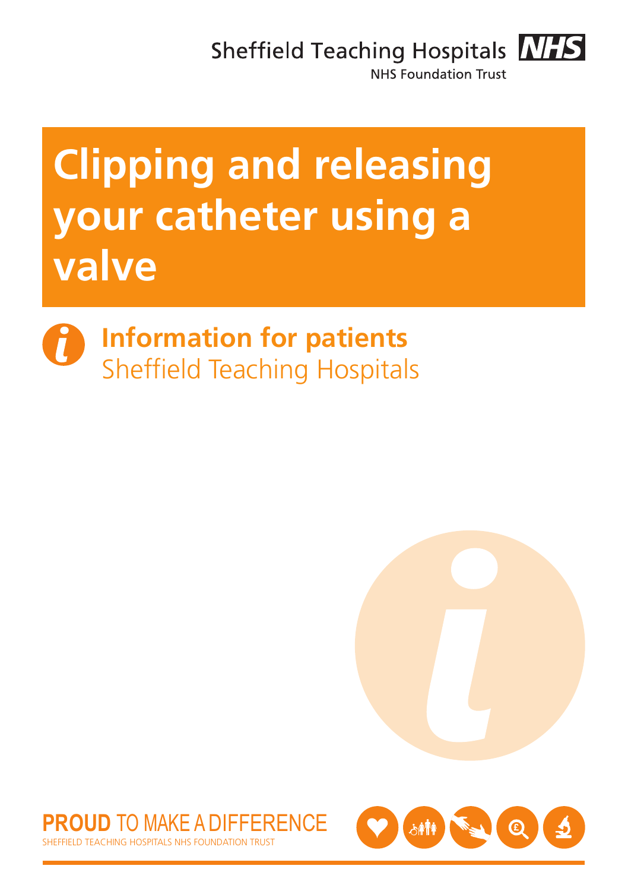Sheffield Teaching Hospitals NHS Foundation Trust

# Clipping and releasing your catheter using a valve

**Information for patients**
Sheffield Teaching Hospitals

**PROUD** TO MAKE A DIFFERENCE
SHEFFIELD TEACHING HOSPITALS NHS FOUNDATION TRUST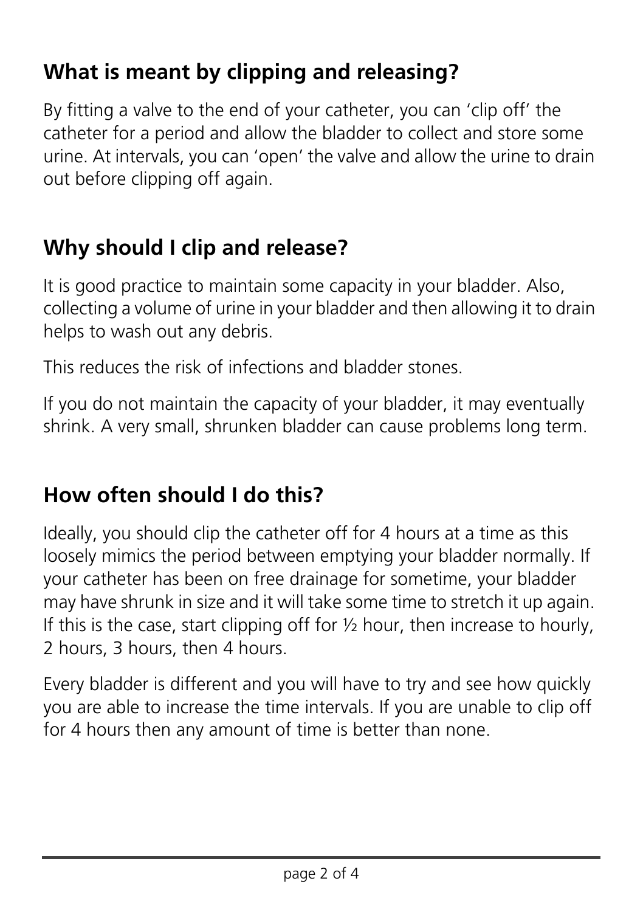## What is meant by clipping and releasing?

By fitting a valve to the end of your catheter, you can 'clip off' the catheter for a period and allow the bladder to collect and store some urine. At intervals, you can 'open' the valve and allow the urine to drain out before clipping off again.

## Why should I clip and release?

It is good practice to maintain some capacity in your bladder. Also, collecting a volume of urine in your bladder and then allowing it to drain helps to wash out any debris.

This reduces the risk of infections and bladder stones.

If you do not maintain the capacity of your bladder, it may eventually shrink. A very small, shrunken bladder can cause problems long term.

## How often should I do this?

Ideally, you should clip the catheter off for 4 hours at a time as this loosely mimics the period between emptying your bladder normally. If your catheter has been on free drainage for sometime, your bladder may have shrunk in size and it will take some time to stretch it up again. If this is the case, start clipping off for ½ hour, then increase to hourly, 2 hours, 3 hours, then 4 hours.

Every bladder is different and you will have to try and see how quickly you are able to increase the time intervals. If you are unable to clip off for 4 hours then any amount of time is better than none.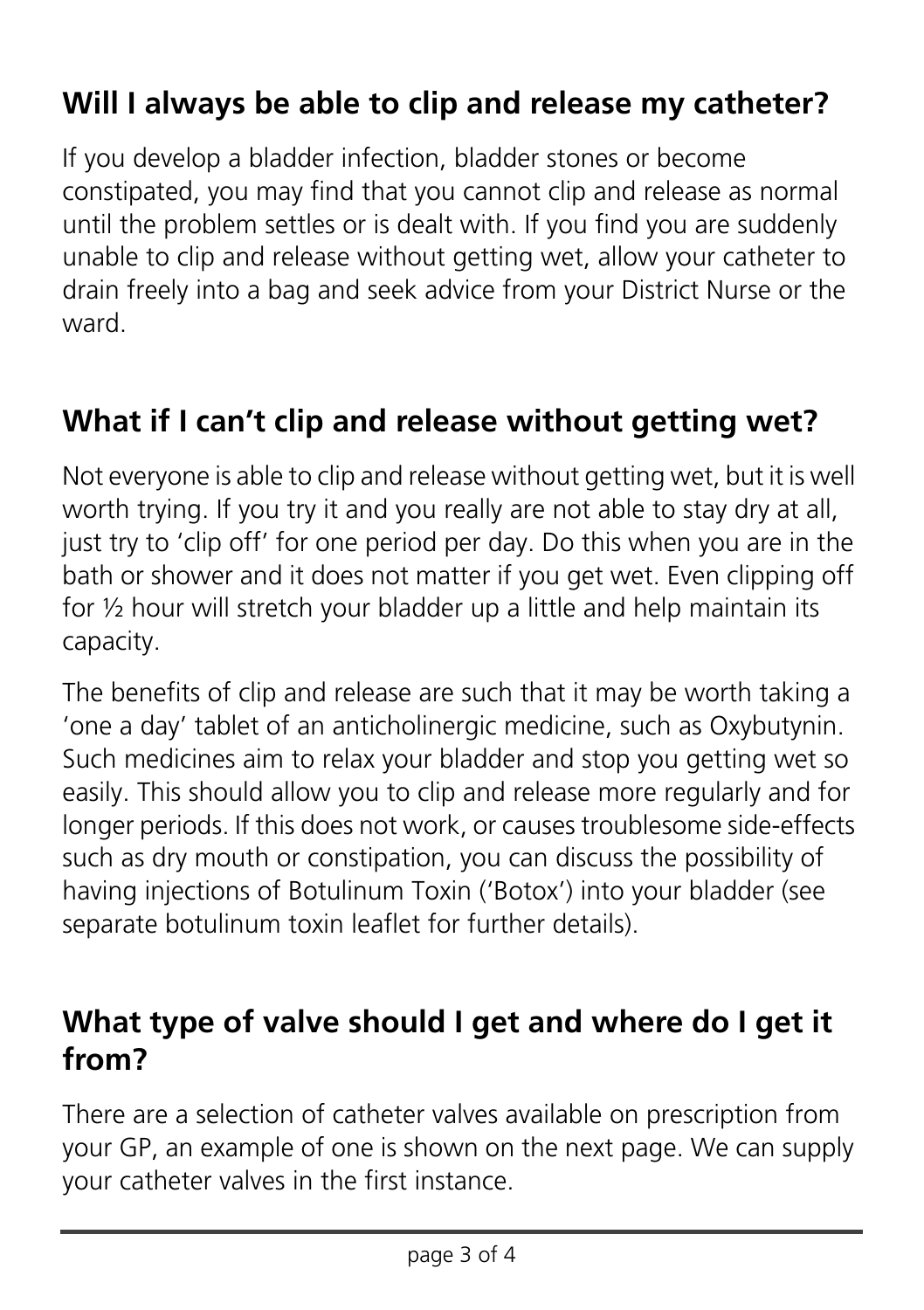## Will I always be able to clip and release my catheter?

If you develop a bladder infection, bladder stones or become constipated, you may find that you cannot clip and release as normal until the problem settles or is dealt with. If you find you are suddenly unable to clip and release without getting wet, allow your catheter to drain freely into a bag and seek advice from your District Nurse or the ward.

## What if I can't clip and release without getting wet?

Not everyone is able to clip and release without getting wet, but it is well worth trying. If you try it and you really are not able to stay dry at all, just try to 'clip off' for one period per day. Do this when you are in the bath or shower and it does not matter if you get wet. Even clipping off for ½ hour will stretch your bladder up a little and help maintain its capacity.

The benefits of clip and release are such that it may be worth taking a 'one a day' tablet of an anticholinergic medicine, such as Oxybutynin. Such medicines aim to relax your bladder and stop you getting wet so easily. This should allow you to clip and release more regularly and for longer periods. If this does not work, or causes troublesome side-effects such as dry mouth or constipation, you can discuss the possibility of having injections of Botulinum Toxin ('Botox') into your bladder (see separate botulinum toxin leaflet for further details).

## What type of valve should I get and where do I get it from?

There are a selection of catheter valves available on prescription from your GP, an example of one is shown on the next page. We can supply your catheter valves in the first instance.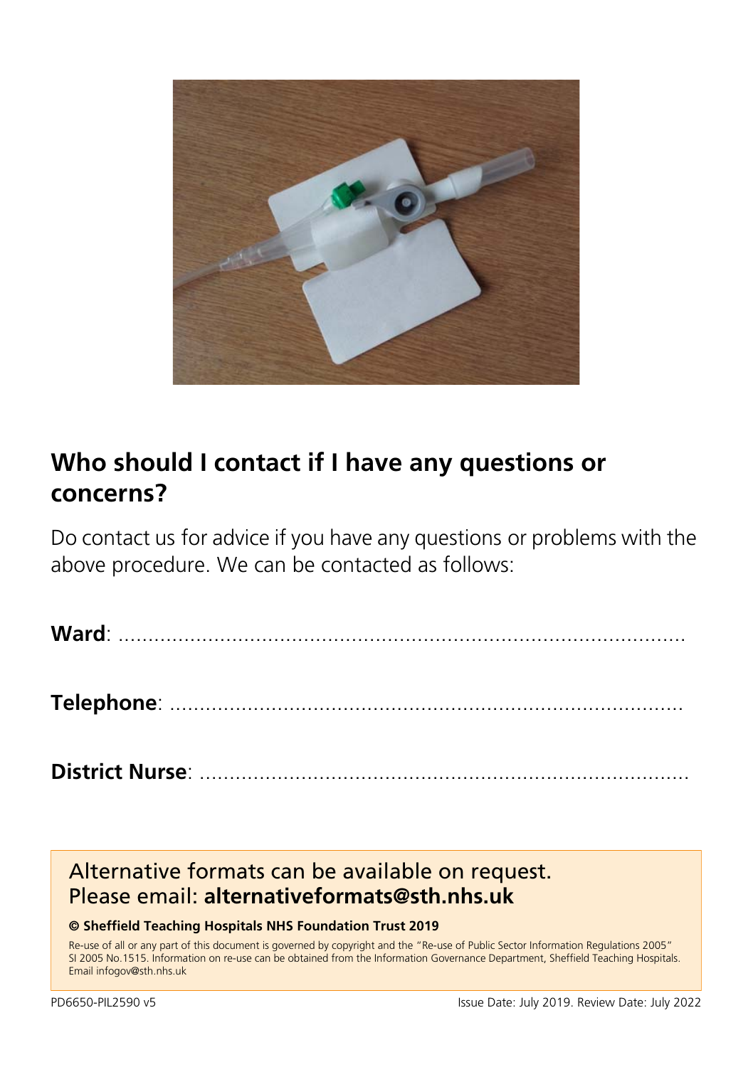## Who should I contact if I have any questions or concerns?

Do contact us for advice if you have any questions or problems with the above procedure. We can be contacted as follows:

**Ward**: .......................................................................................

**Telephone**: ..............................................................................

**District Nurse**: .........................................................................

Alternative formats can be available on request.
Please email: **alternativeformats@sth.nhs.uk**

**© Sheffield Teaching Hospitals NHS Foundation Trust 2019**

Re-use of all or any part of this document is governed by copyright and the "Re-use of Public Sector Information Regulations 2005" SI 2005 No.1515. Information on re-use can be obtained from the Information Governance Department, Sheffield Teaching Hospitals. Email infogov@sth.nhs.uk

PD6650-PIL2590 v5

Issue Date: July 2019. Review Date: July 2022